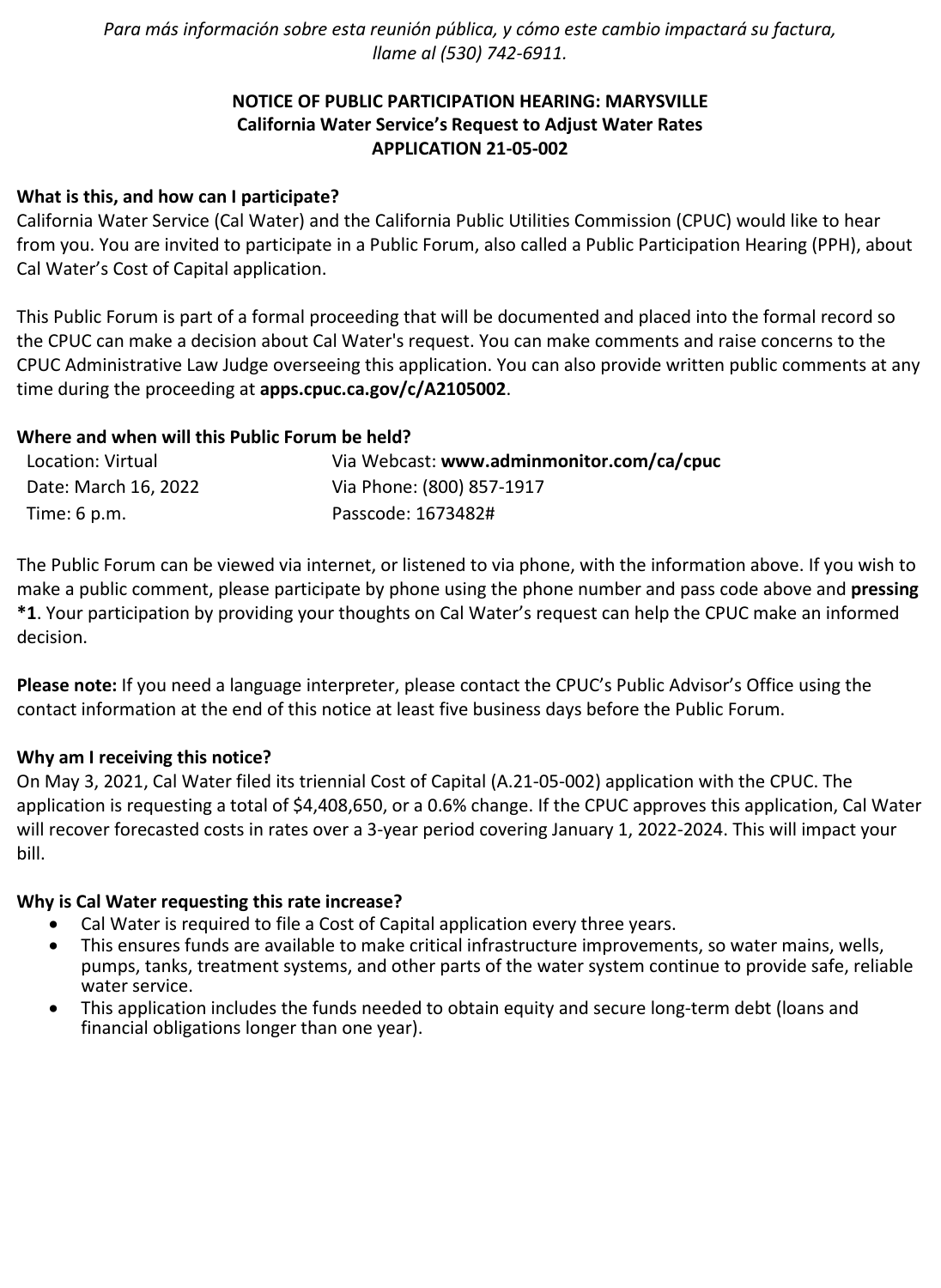*Para más información sobre esta reunión pública, y cómo este cambio impactará su factura, llame al (530) 742-6911.*

# NOTICE OF PUBLIC PARTICIPATION HEARING: MARYSVILLE
## California Water Service's Request to Adjust Water Rates
## APPLICATION 21-05-002

**What is this, and how can I participate?**

California Water Service (Cal Water) and the California Public Utilities Commission (CPUC) would like to hear from you. You are invited to participate in a Public Forum, also called a Public Participation Hearing (PPH), about Cal Water's Cost of Capital application.

This Public Forum is part of a formal proceeding that will be documented and placed into the formal record so the CPUC can make a decision about Cal Water's request. You can make comments and raise concerns to the CPUC Administrative Law Judge overseeing this application. You can also provide written public comments at any time during the proceeding at **apps.cpuc.ca.gov/c/A2105002**.

**Where and when will this Public Forum be held?**

| | |
|---|---|
| Location: Virtual | Via Webcast: **www.adminmonitor.com/ca/cpuc** |
| Date: March 16, 2022 | Via Phone: (800) 857-1917 |
| Time: 6 p.m. | Passcode: 1673482# |

The Public Forum can be viewed via internet, or listened to via phone, with the information above. If you wish to make a public comment, please participate by phone using the phone number and pass code above and **pressing *1**. Your participation by providing your thoughts on Cal Water's request can help the CPUC make an informed decision.

**Please note:** If you need a language interpreter, please contact the CPUC's Public Advisor's Office using the contact information at the end of this notice at least five business days before the Public Forum.

**Why am I receiving this notice?**

On May 3, 2021, Cal Water filed its triennial Cost of Capital (A.21-05-002) application with the CPUC. The application is requesting a total of $4,408,650, or a 0.6% change. If the CPUC approves this application, Cal Water will recover forecasted costs in rates over a 3-year period covering January 1, 2022-2024. This will impact your bill.

**Why is Cal Water requesting this rate increase?**

- Cal Water is required to file a Cost of Capital application every three years.
- This ensures funds are available to make critical infrastructure improvements, so water mains, wells, pumps, tanks, treatment systems, and other parts of the water system continue to provide safe, reliable water service.
- This application includes the funds needed to obtain equity and secure long-term debt (loans and financial obligations longer than one year).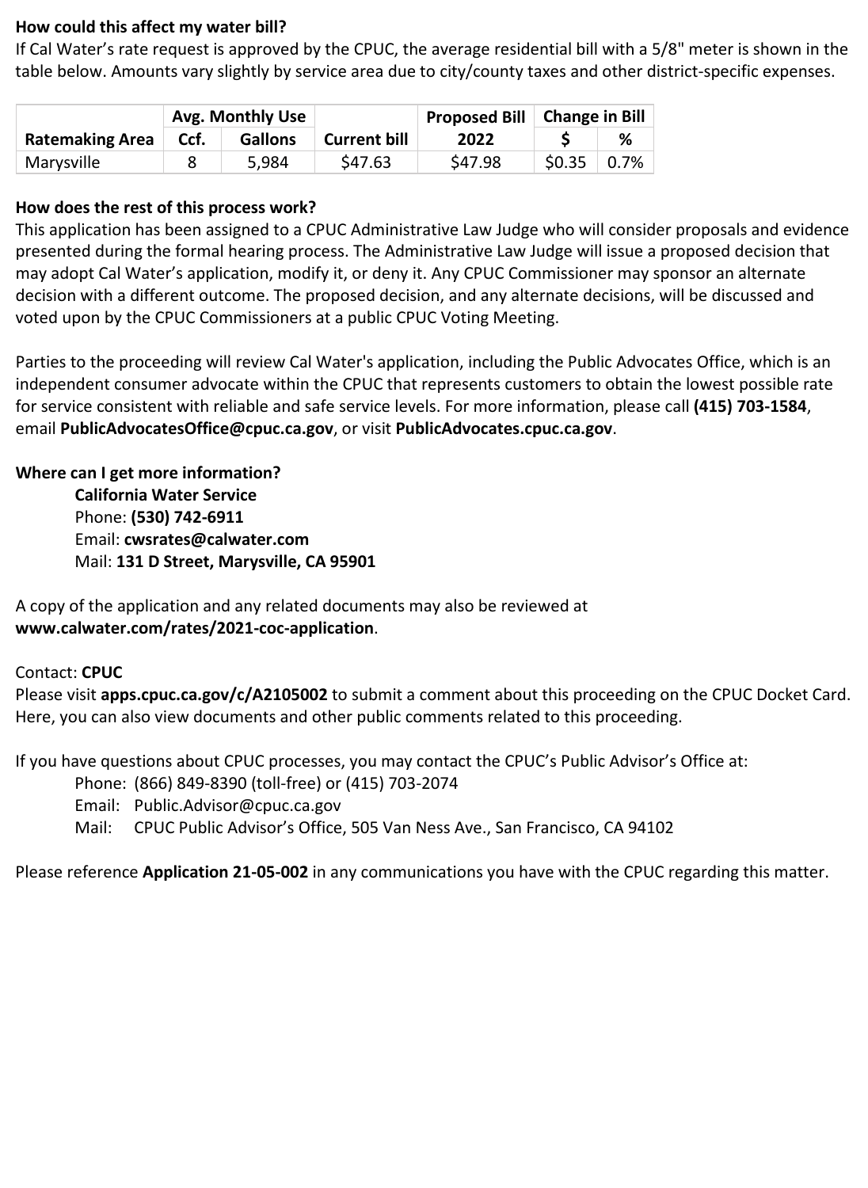**How could this affect my water bill?**

If Cal Water's rate request is approved by the CPUC, the average residential bill with a 5/8" meter is shown in the table below. Amounts vary slightly by service area due to city/county taxes and other district-specific expenses.

| | Avg. Monthly Use | | | Proposed Bill | Change in Bill | |
|---|---|---|---|---|---|---|
| Ratemaking Area | Ccf. | Gallons | Current bill | 2022 | $ | % |
| Marysville | 8 | 5,984 | $47.63 | $47.98 | $0.35 | 0.7% |

**How does the rest of this process work?**

This application has been assigned to a CPUC Administrative Law Judge who will consider proposals and evidence presented during the formal hearing process. The Administrative Law Judge will issue a proposed decision that may adopt Cal Water's application, modify it, or deny it. Any CPUC Commissioner may sponsor an alternate decision with a different outcome. The proposed decision, and any alternate decisions, will be discussed and voted upon by the CPUC Commissioners at a public CPUC Voting Meeting.

Parties to the proceeding will review Cal Water's application, including the Public Advocates Office, which is an independent consumer advocate within the CPUC that represents customers to obtain the lowest possible rate for service consistent with reliable and safe service levels. For more information, please call **(415) 703-1584**, email **PublicAdvocatesOffice@cpuc.ca.gov**, or visit **PublicAdvocates.cpuc.ca.gov**.

**Where can I get more information?**

**California Water Service**
Phone: **(530) 742-6911**
Email: **cwsrates@calwater.com**
Mail: **131 D Street, Marysville, CA 95901**

A copy of the application and any related documents may also be reviewed at **www.calwater.com/rates/2021-coc-application**.

Contact: **CPUC**
Please visit **apps.cpuc.ca.gov/c/A2105002** to submit a comment about this proceeding on the CPUC Docket Card. Here, you can also view documents and other public comments related to this proceeding.

If you have questions about CPUC processes, you may contact the CPUC's Public Advisor's Office at:

Phone: (866) 849-8390 (toll-free) or (415) 703-2074
Email: Public.Advisor@cpuc.ca.gov
Mail: CPUC Public Advisor's Office, 505 Van Ness Ave., San Francisco, CA 94102

Please reference **Application 21-05-002** in any communications you have with the CPUC regarding this matter.